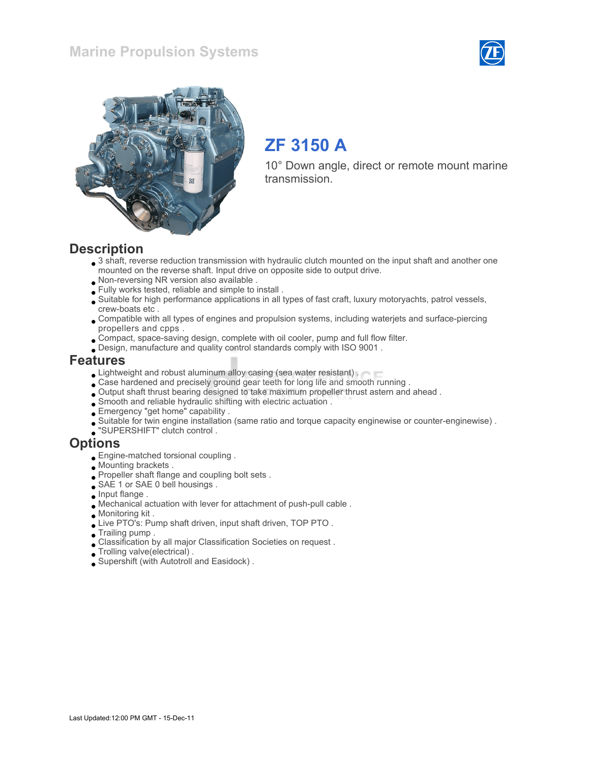# Marine Propulsion Systems

## ZF 3150 A

10° Down angle, direct or remote mount marine transmission.

## Description

- 3 shaft, reverse reduction transmission with hydraulic clutch mounted on the input shaft and another one mounted on the reverse shaft. Input drive on opposite side to output drive.
- Non-reversing NR version also available .
- Fully works tested, reliable and simple to install .
- Suitable for high performance applications in all types of fast craft, luxury motoryachts, patrol vessels, crew-boats etc .
- Compatible with all types of engines and propulsion systems, including waterjets and surface-piercing propellers and cpps .
- Compact, space-saving design, complete with oil cooler, pump and full flow filter.
- Design, manufacture and quality control standards comply with ISO 9001 .

## Features

- Lightweight and robust aluminum alloy casing (sea water resistant) .
- Case hardened and precisely ground gear teeth for long life and smooth running .
- Output shaft thrust bearing designed to take maximum propeller thrust astern and ahead .
- Smooth and reliable hydraulic shifting with electric actuation .
- Emergency "get home" capability .
- Suitable for twin engine installation (same ratio and torque capacity enginewise or counter-enginewise) .
- "SUPERSHIFT" clutch control .

## Options

- Engine-matched torsional coupling .
- Mounting brackets .
- Propeller shaft flange and coupling bolt sets .
- SAE 1 or SAE 0 bell housings .
- Input flange .
- Mechanical actuation with lever for attachment of push-pull cable .
- Monitoring kit .
- Live PTO's: Pump shaft driven, input shaft driven, TOP PTO .
- Trailing pump .
- Classification by all major Classification Societies on request .
- Trolling valve(electrical) .
- Supershift (with Autotroll and Easidock) .

Last Updated:12:00 PM GMT - 15-Dec-11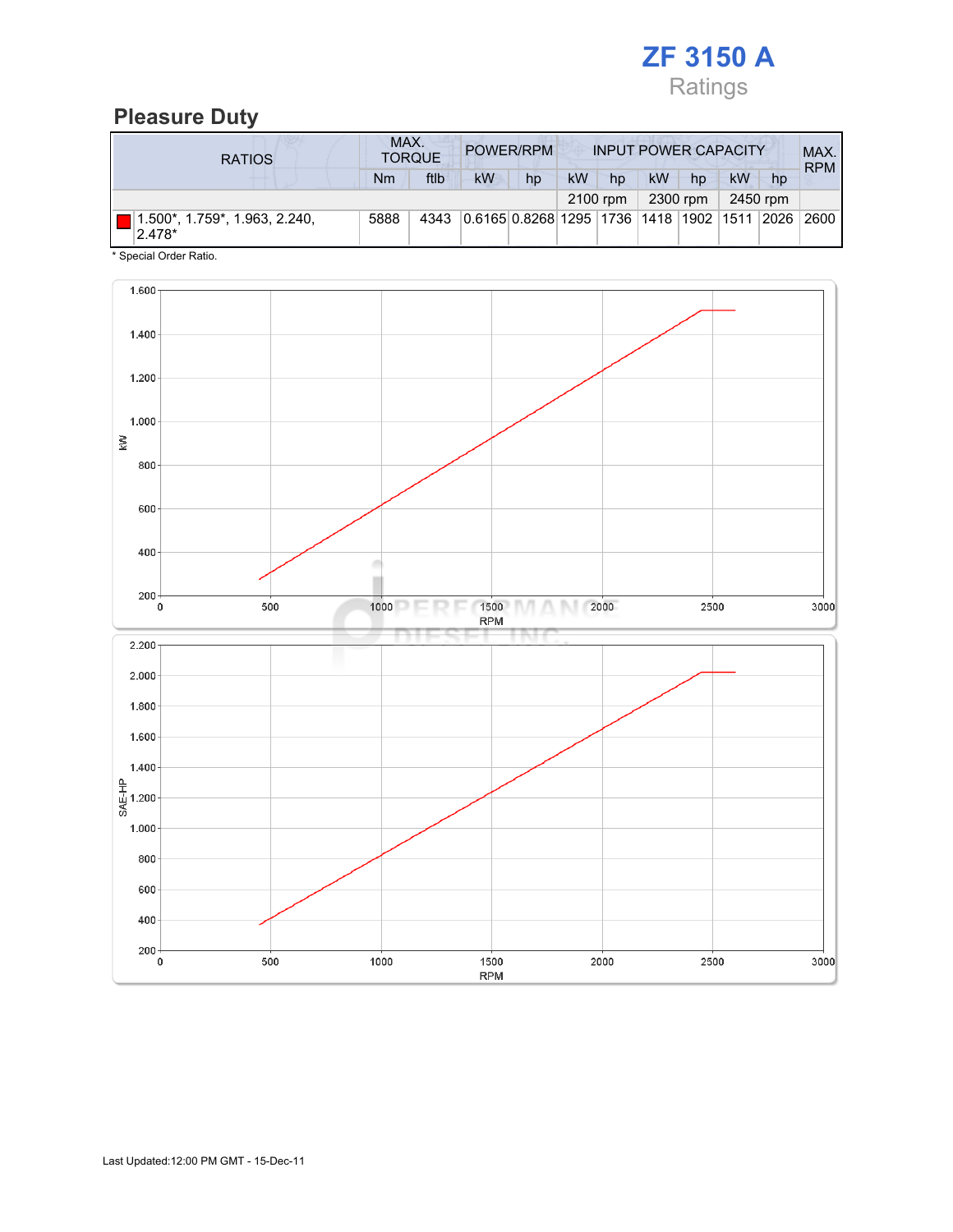# ZF 3150 A

Ratings

## Pleasure Duty

| RATIOS | MAX. TORQUE | | POWER/RPM | | INPUT POWER CAPACITY | | | | | | MAX. RPM |
|---|---|---|---|---|---|---|---|---|---|---|---|
| | Nm | ftlb | kW | hp | kW | hp | kW | hp | kW | hp | |
| | | | | | 2100 rpm | | 2300 rpm | | 2450 rpm | | |
| 1.500*, 1.759*, 1.963, 2.240, 2.478* | 5888 | 4343 | 0.6165 | 0.8268 | 1295 | 1736 | 1418 | 1902 | 1511 | 2026 | 2600 |

* Special Order Ratio.

Last Updated:12:00 PM GMT - 15-Dec-11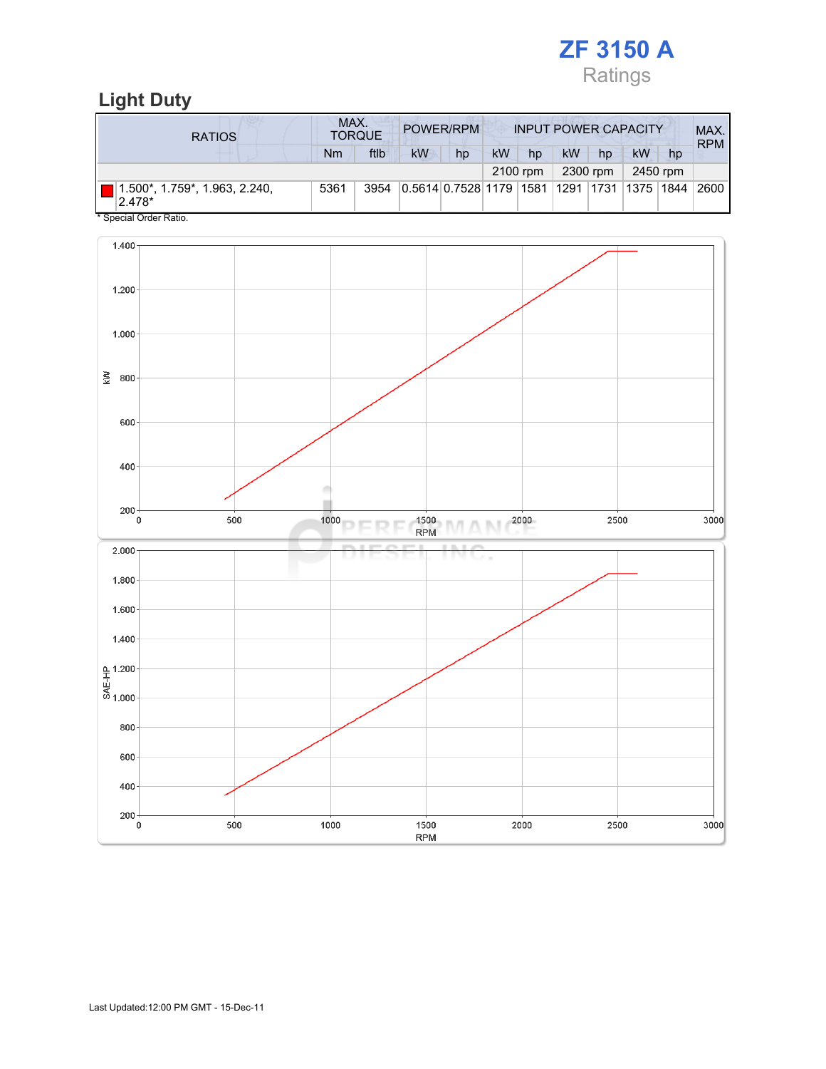# ZF 3150 A

Ratings

## Light Duty

| RATIOS | MAX. TORQUE | | POWER/RPM | | INPUT POWER CAPACITY | | | | | | MAX. RPM |
|---|---|---|---|---|---|---|---|---|---|---|---|
| | Nm | ftlb | kW | hp | kW | hp | kW | hp | kW | hp | |
| | | | | | 2100 rpm | | 2300 rpm | | 2450 rpm | | |
| 1.500*, 1.759*, 1.963, 2.240, 2.478* | 5361 | 3954 | 0.5614 | 0.7528 | 1179 | 1581 | 1291 | 1731 | 1375 | 1844 | 2600 |

* Special Order Ratio.

Last Updated:12:00 PM GMT - 15-Dec-11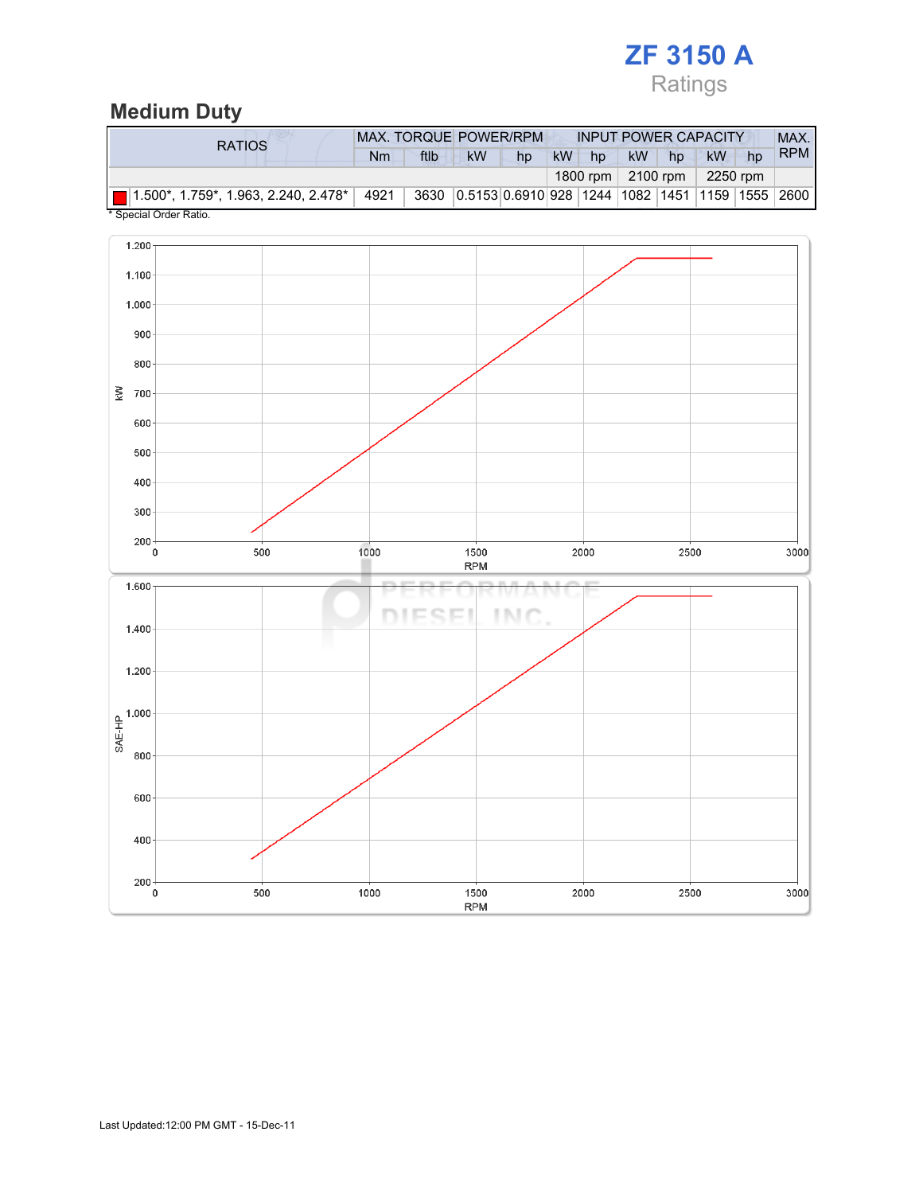# ZF 3150 A

Ratings

## Medium Duty

| RATIOS | MAX. TORQUE | | POWER/RPM | | INPUT POWER CAPACITY | | | | | | MAX. RPM |
|---|---|---|---|---|---|---|---|---|---|---|---|
| | Nm | ftlb | kW | hp | kW | hp | kW | hp | kW | hp | |
| | | | | | 1800 rpm | | 2100 rpm | | 2250 rpm | | |
| 1.500*, 1.759*, 1.963, 2.240, 2.478* | 4921 | 3630 | 0.5153 | 0.6910 | 928 | 1244 | 1082 | 1451 | 1159 | 1555 | 2600 |

* Special Order Ratio.

Last Updated:12:00 PM GMT - 15-Dec-11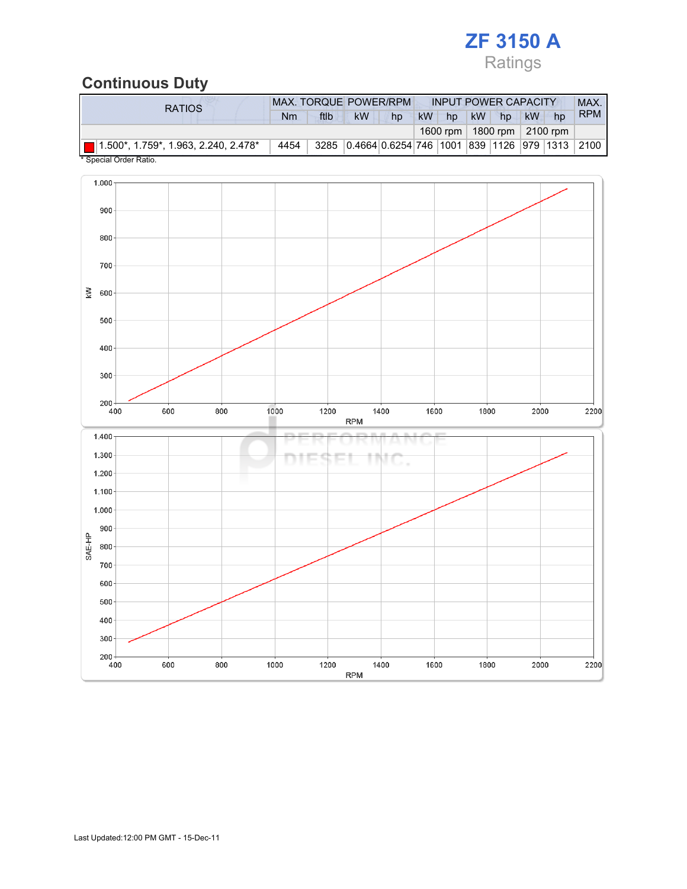# ZF 3150 A

Ratings

## Continuous Duty

| RATIOS | MAX. TORQUE | | POWER/RPM | | INPUT POWER CAPACITY | | | | | | MAX. RPM |
|---|---|---|---|---|---|---|---|---|---|---|---|
| | Nm | ftlb | kW | hp | kW | hp | kW | hp | kW | hp | |
| | | | | | 1600 rpm | | 1800 rpm | | 2100 rpm | | |
| 1.500*, 1.759*, 1.963, 2.240, 2.478* | 4454 | 3285 | 0.4664 | 0.6254 | 746 | 1001 | 839 | 1126 | 979 | 1313 | 2100 |

* Special Order Ratio.

Last Updated:12:00 PM GMT - 15-Dec-11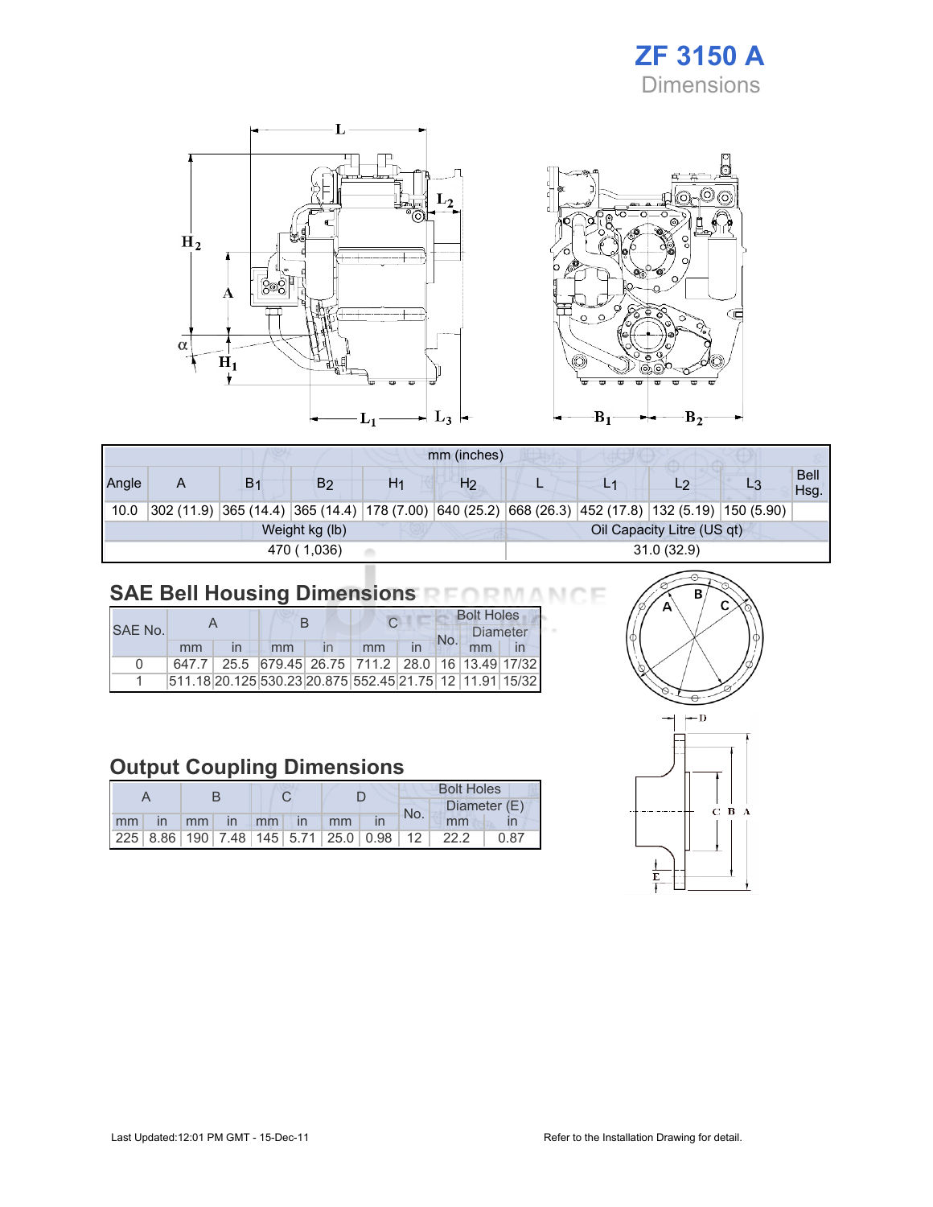# ZF 3150 A

Dimensions

| mm (inches) | | | | | | | | | | |
|---|---|---|---|---|---|---|---|---|---|---|
| Angle | A | $B_1$ | $B_2$ | $H_1$ | $H_2$ | L | $L_1$ | $L_2$ | $L_3$ | Bell Hsg. |
| 10.0 | 302 (11.9) | 365 (14.4) | 365 (14.4) | 178 (7.00) | 640 (25.2) | 668 (26.3) | 452 (17.8) | 132 (5.19) | 150 (5.90) | |
| Weight kg (lb) | | | | | Oil Capacity Litre (US qt) | | | | | |
| 470 ( 1,036) | | | | | 31.0 (32.9) | | | | | |

## SAE Bell Housing Dimensions

| SAE No. | A | | B | | C | | Bolt Holes | | |
|---|---|---|---|---|---|---|---|---|---|
| | | | | | | | No. | Diameter | |
| | mm | in | mm | in | mm | in | | mm | in |
| 0 | 647.7 | 25.5 | 679.45 | 26.75 | 711.2 | 28.0 | 16 | 13.49 | 17/32 |
| 1 | 511.18 | 20.125 | 530.23 | 20.875 | 552.45 | 21.75 | 12 | 11.91 | 15/32 |

## Output Coupling Dimensions

| A | | B | | C | | D | | Bolt Holes | | |
|---|---|---|---|---|---|---|---|---|---|---|
| | | | | | | | | No. | Diameter (E) | |
| mm | in | mm | in | mm | in | mm | in | | mm | in |
| 225 | 8.86 | 190 | 7.48 | 145 | 5.71 | 25.0 | 0.98 | 12 | 22.2 | 0.87 |

Last Updated:12:01 PM GMT - 15-Dec-11

Refer to the Installation Drawing for detail.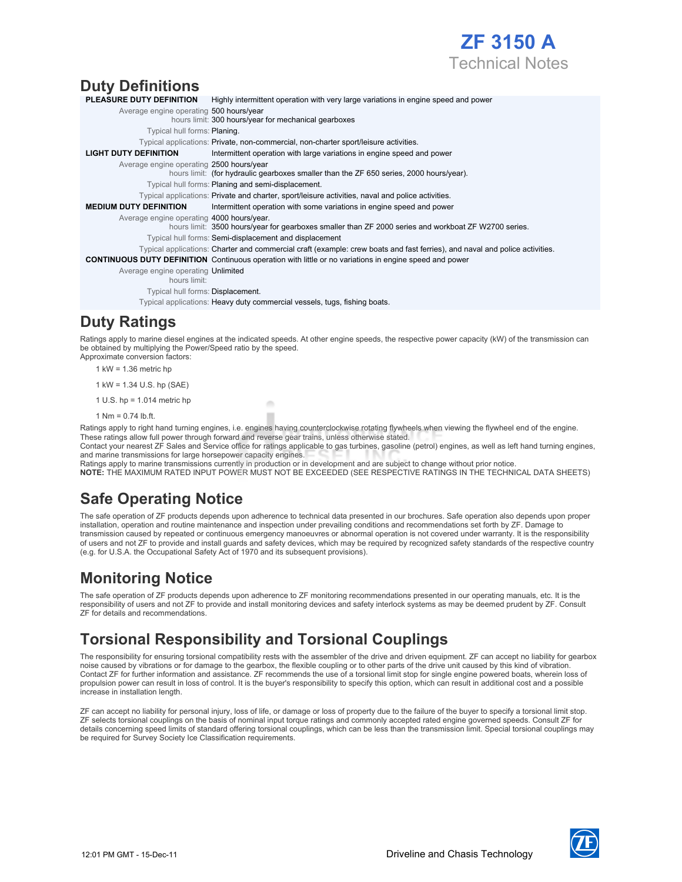# ZF 3150 A

Technical Notes

## Duty Definitions

| | |
|---|---|
| **PLEASURE DUTY DEFINITION** | Highly intermittent operation with very large variations in engine speed and power |
| Average engine operating hours limit: | 500 hours/year<br>300 hours/year for mechanical gearboxes |
| Typical hull forms: | Planing. |
| Typical applications: | Private, non-commercial, non-charter sport/leisure activities. |
| **LIGHT DUTY DEFINITION** | Intermittent operation with large variations in engine speed and power |
| Average engine operating hours limit: | 2500 hours/year<br>(for hydraulic gearboxes smaller than the ZF 650 series, 2000 hours/year). |
| Typical hull forms: | Planing and semi-displacement. |
| Typical applications: | Private and charter, sport/leisure activities, naval and police activities. |
| **MEDIUM DUTY DEFINITION** | Intermittent operation with some variations in engine speed and power |
| Average engine operating hours limit: | 4000 hours/year.<br>3500 hours/year for gearboxes smaller than ZF 2000 series and workboat ZF W2700 series. |
| Typical hull forms: | Semi-displacement and displacement |
| Typical applications: | Charter and commercial craft (example: crew boats and fast ferries), and naval and police activities. |
| **CONTINUOUS DUTY DEFINITION** | Continuous operation with little or no variations in engine speed and power |
| Average engine operating hours limit: | Unlimited |
| Typical hull forms: | Displacement. |
| Typical applications: | Heavy duty commercial vessels, tugs, fishing boats. |

## Duty Ratings

Ratings apply to marine diesel engines at the indicated speeds. At other engine speeds, the respective power capacity (kW) of the transmission can be obtained by multiplying the Power/Speed ratio by the speed.
Approximate conversion factors:

1 kW = 1.36 metric hp

1 kW = 1.34 U.S. hp (SAE)

1 U.S. hp = 1.014 metric hp

1 Nm = 0.74 lb.ft.

Ratings apply to right hand turning engines, i.e. engines having counterclockwise rotating flywheels when viewing the flywheel end of the engine. These ratings allow full power through forward and reverse gear trains, unless otherwise stated.
Contact your nearest ZF Sales and Service office for ratings applicable to gas turbines, gasoline (petrol) engines, as well as left hand turning engines, and marine transmissions for large horsepower capacity engines.
Ratings apply to marine transmissions currently in production or in development and are subject to change without prior notice.
**NOTE:** THE MAXIMUM RATED INPUT POWER MUST NOT BE EXCEEDED (SEE RESPECTIVE RATINGS IN THE TECHNICAL DATA SHEETS)

## Safe Operating Notice

The safe operation of ZF products depends upon adherence to technical data presented in our brochures. Safe operation also depends upon proper installation, operation and routine maintenance and inspection under prevailing conditions and recommendations set forth by ZF. Damage to transmission caused by repeated or continuous emergency manoeuvres or abnormal operation is not covered under warranty. It is the responsibility of users and not ZF to provide and install guards and safety devices, which may be required by recognized safety standards of the respective country (e.g. for U.S.A. the Occupational Safety Act of 1970 and its subsequent provisions).

## Monitoring Notice

The safe operation of ZF products depends upon adherence to ZF monitoring recommendations presented in our operating manuals, etc. It is the responsibility of users and not ZF to provide and install monitoring devices and safety interlock systems as may be deemed prudent by ZF. Consult ZF for details and recommendations.

## Torsional Responsibility and Torsional Couplings

The responsibility for ensuring torsional compatibility rests with the assembler of the drive and driven equipment. ZF can accept no liability for gearbox noise caused by vibrations or for damage to the gearbox, the flexible coupling or to other parts of the drive unit caused by this kind of vibration. Contact ZF for further information and assistance. ZF recommends the use of a torsional limit stop for single engine powered boats, wherein loss of propulsion power can result in loss of control. It is the buyer's responsibility to specify this option, which can result in additional cost and a possible increase in installation length.

ZF can accept no liability for personal injury, loss of life, or damage or loss of property due to the failure of the buyer to specify a torsional limit stop. ZF selects torsional couplings on the basis of nominal input torque ratings and commonly accepted rated engine governed speeds. Consult ZF for details concerning speed limits of standard offering torsional couplings, which can be less than the transmission limit. Special torsional couplings may be required for Survey Society Ice Classification requirements.